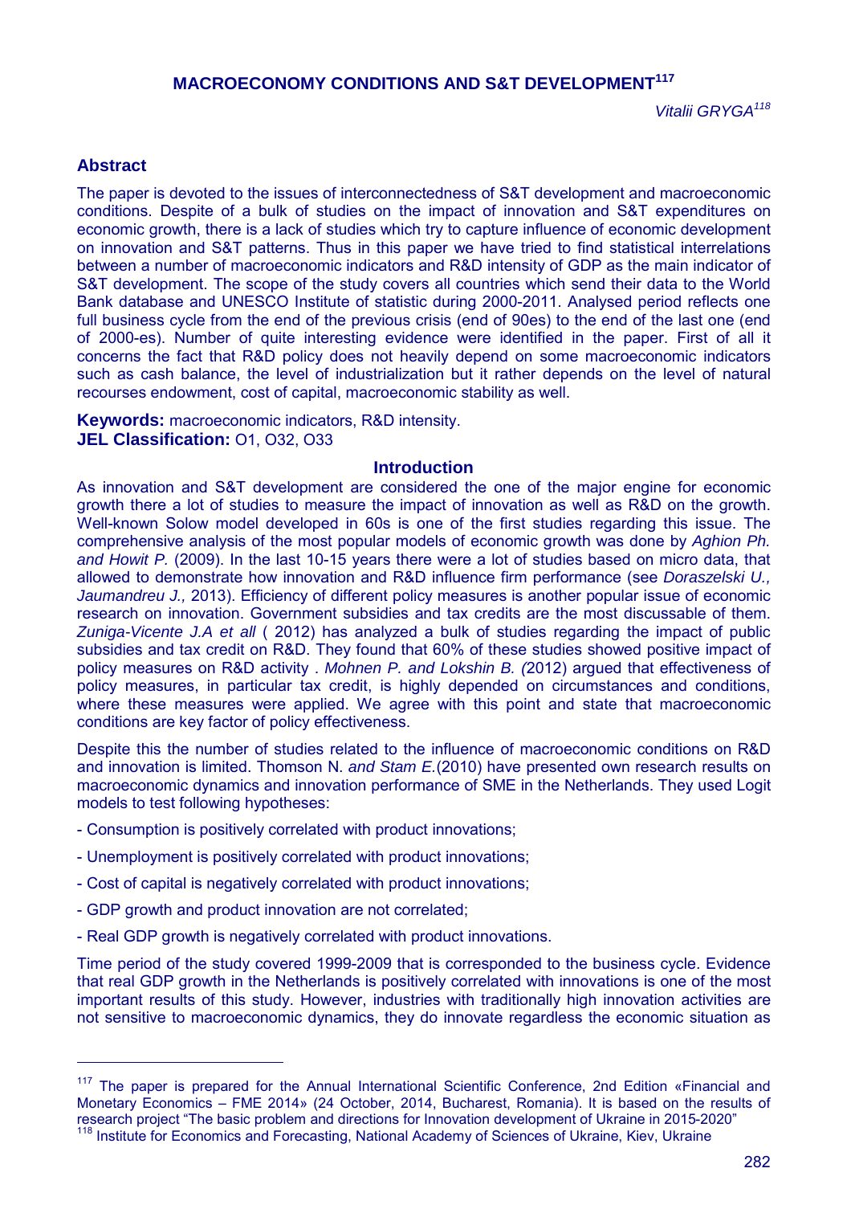# MACROECONOMY CONDITIONS AND S&T DEVELOPMENT[117]

*Vitalii GRYGA[118]*

## Abstract

The paper is devoted to the issues of interconnectedness of S&T development and macroeconomic conditions. Despite of a bulk of studies on the impact of innovation and S&T expenditures on economic growth, there is a lack of studies which try to capture influence of economic development on innovation and S&T patterns. Thus in this paper we have tried to find statistical interrelations between a number of macroeconomic indicators and R&D intensity of GDP as the main indicator of S&T development. The scope of the study covers all countries which send their data to the World Bank database and UNESCO Institute of statistic during 2000-2011. Analysed period reflects one full business cycle from the end of the previous crisis (end of 90es) to the end of the last one (end of 2000-es). Number of quite interesting evidence were identified in the paper. First of all it concerns the fact that R&D policy does not heavily depend on some macroeconomic indicators such as cash balance, the level of industrialization but it rather depends on the level of natural recourses endowment, cost of capital, macroeconomic stability as well.

**Keywords:** macroeconomic indicators, R&D intensity.
**JEL Classification:** O1, O32, O33

## Introduction

As innovation and S&T development are considered the one of the major engine for economic growth there a lot of studies to measure the impact of innovation as well as R&D on the growth. Well-known Solow model developed in 60s is one of the first studies regarding this issue. The comprehensive analysis of the most popular models of economic growth was done by *Aghion Ph. and Howit P.* (2009). In the last 10-15 years there were a lot of studies based on micro data, that allowed to demonstrate how innovation and R&D influence firm performance (see *Doraszelski U., Jaumandreu J.,* 2013). Efficiency of different policy measures is another popular issue of economic research on innovation. Government subsidies and tax credits are the most discussable of them. *Zuniga-Vicente J.A et all* ( 2012) has analyzed a bulk of studies regarding the impact of public subsidies and tax credit on R&D. They found that 60% of these studies showed positive impact of policy measures on R&D activity . *Mohnen P. and Lokshin B. (*2012) argued that effectiveness of policy measures, in particular tax credit, is highly depended on circumstances and conditions, where these measures were applied. We agree with this point and state that macroeconomic conditions are key factor of policy effectiveness.

Despite this the number of studies related to the influence of macroeconomic conditions on R&D and innovation is limited. Thomson N. *and Stam E.*(2010) have presented own research results on macroeconomic dynamics and innovation performance of SME in the Netherlands. They used Logit models to test following hypotheses:

- Consumption is positively correlated with product innovations;
- Unemployment is positively correlated with product innovations;
- Cost of capital is negatively correlated with product innovations;
- GDP growth and product innovation are not correlated;
- Real GDP growth is negatively correlated with product innovations.

Time period of the study covered 1999-2009 that is corresponded to the business cycle. Evidence that real GDP growth in the Netherlands is positively correlated with innovations is one of the most important results of this study. However, industries with traditionally high innovation activities are not sensitive to macroeconomic dynamics, they do innovate regardless the economic situation as

---

[117] The paper is prepared for the Annual International Scientific Conference, 2nd Edition «Financial and Monetary Economics – FME 2014» (24 October, 2014, Bucharest, Romania). It is based on the results of research project "The basic problem and directions for Innovation development of Ukraine in 2015-2020"

[118] Institute for Economics and Forecasting, National Academy of Sciences of Ukraine, Kiev, Ukraine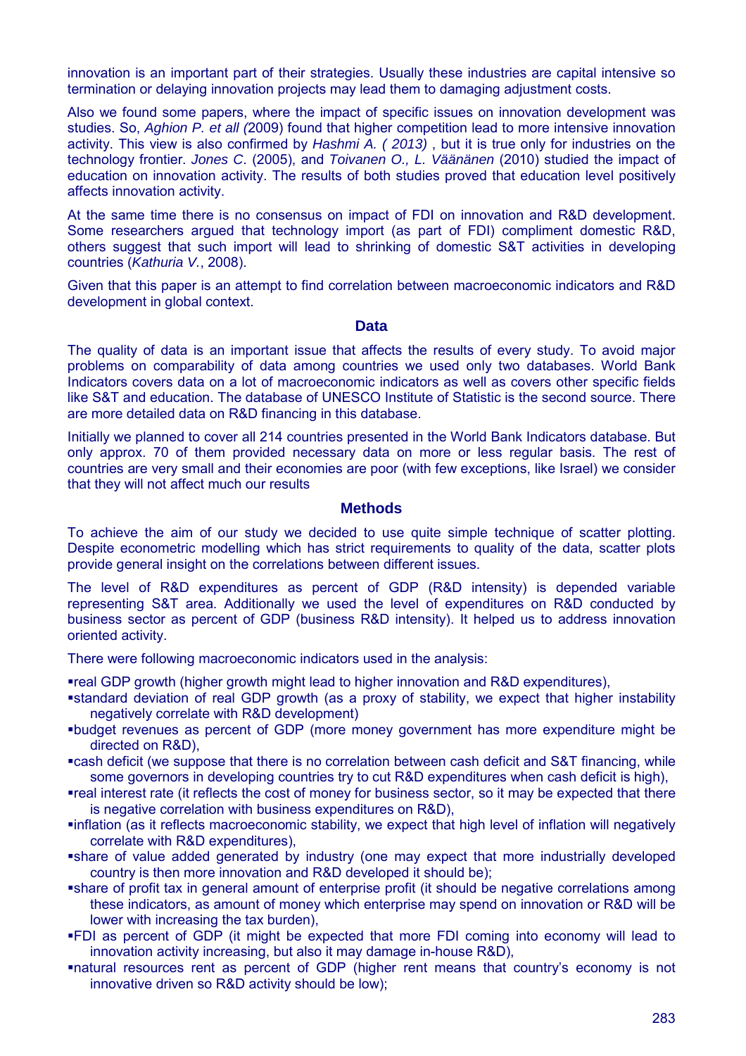innovation is an important part of their strategies. Usually these industries are capital intensive so termination or delaying innovation projects may lead them to damaging adjustment costs.

Also we found some papers, where the impact of specific issues on innovation development was studies. So, *Aghion P. et all (*2009) found that higher competition lead to more intensive innovation activity. This view is also confirmed by *Hashmi A. ( 2013)* , but it is true only for industries on the technology frontier. *Jones C*. (2005), and *Toivanen O., L. Väänänen* (2010) studied the impact of education on innovation activity. The results of both studies proved that education level positively affects innovation activity.

At the same time there is no consensus on impact of FDI on innovation and R&D development. Some researchers argued that technology import (as part of FDI) compliment domestic R&D, others suggest that such import will lead to shrinking of domestic S&T activities in developing countries (*Kathuria V.*, 2008).

Given that this paper is an attempt to find correlation between macroeconomic indicators and R&D development in global context.

## Data

The quality of data is an important issue that affects the results of every study. To avoid major problems on comparability of data among countries we used only two databases. World Bank Indicators covers data on a lot of macroeconomic indicators as well as covers other specific fields like S&T and education. The database of UNESCO Institute of Statistic is the second source. There are more detailed data on R&D financing in this database.

Initially we planned to cover all 214 countries presented in the World Bank Indicators database. But only approx. 70 of them provided necessary data on more or less regular basis. The rest of countries are very small and their economies are poor (with few exceptions, like Israel) we consider that they will not affect much our results

## Methods

To achieve the aim of our study we decided to use quite simple technique of scatter plotting. Despite econometric modelling which has strict requirements to quality of the data, scatter plots provide general insight on the correlations between different issues.

The level of R&D expenditures as percent of GDP (R&D intensity) is depended variable representing S&T area. Additionally we used the level of expenditures on R&D conducted by business sector as percent of GDP (business R&D intensity). It helped us to address innovation oriented activity.

There were following macroeconomic indicators used in the analysis:

- real GDP growth (higher growth might lead to higher innovation and R&D expenditures),
- standard deviation of real GDP growth (as a proxy of stability, we expect that higher instability negatively correlate with R&D development)
- budget revenues as percent of GDP (more money government has more expenditure might be directed on R&D),
- cash deficit (we suppose that there is no correlation between cash deficit and S&T financing, while some governors in developing countries try to cut R&D expenditures when cash deficit is high),
- real interest rate (it reflects the cost of money for business sector, so it may be expected that there is negative correlation with business expenditures on R&D),
- inflation (as it reflects macroeconomic stability, we expect that high level of inflation will negatively correlate with R&D expenditures),
- share of value added generated by industry (one may expect that more industrially developed country is then more innovation and R&D developed it should be);
- share of profit tax in general amount of enterprise profit (it should be negative correlations among these indicators, as amount of money which enterprise may spend on innovation or R&D will be lower with increasing the tax burden),
- FDI as percent of GDP (it might be expected that more FDI coming into economy will lead to innovation activity increasing, but also it may damage in-house R&D),
- natural resources rent as percent of GDP (higher rent means that country's economy is not innovative driven so R&D activity should be low);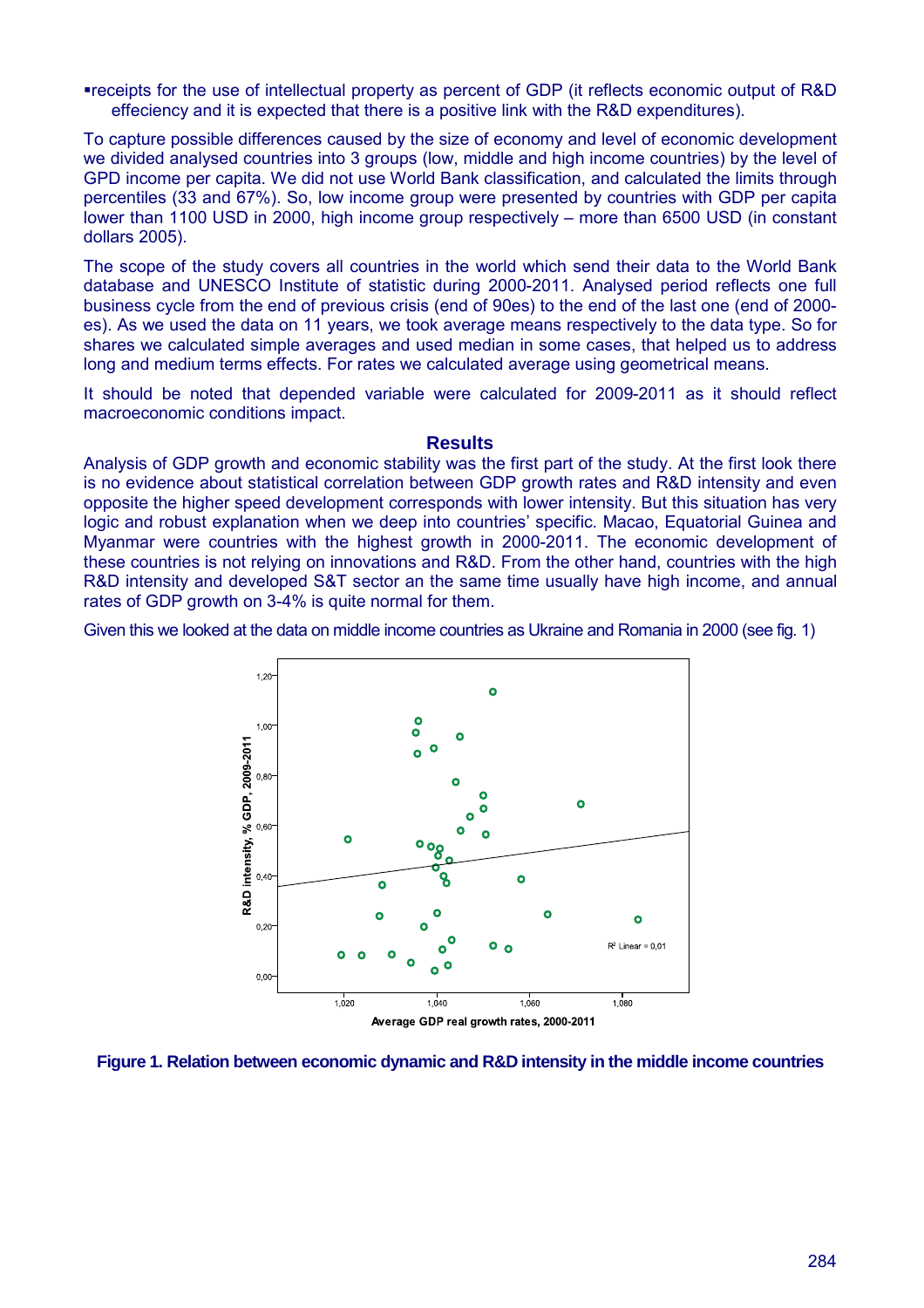- receipts for the use of intellectual property as percent of GDP (it reflects economic output of R&D effeciency and it is expected that there is a positive link with the R&D expenditures).

To capture possible differences caused by the size of economy and level of economic development we divided analysed countries into 3 groups (low, middle and high income countries) by the level of GPD income per capita. We did not use World Bank classification, and calculated the limits through percentiles (33 and 67%). So, low income group were presented by countries with GDP per capita lower than 1100 USD in 2000, high income group respectively – more than 6500 USD (in constant dollars 2005).

The scope of the study covers all countries in the world which send their data to the World Bank database and UNESCO Institute of statistic during 2000-2011. Analysed period reflects one full business cycle from the end of previous crisis (end of 90es) to the end of the last one (end of 2000-es). As we used the data on 11 years, we took average means respectively to the data type. So for shares we calculated simple averages and used median in some cases, that helped us to address long and medium terms effects. For rates we calculated average using geometrical means.

It should be noted that depended variable were calculated for 2009-2011 as it should reflect macroeconomic conditions impact.

## Results

Analysis of GDP growth and economic stability was the first part of the study. At the first look there is no evidence about statistical correlation between GDP growth rates and R&D intensity and even opposite the higher speed development corresponds with lower intensity. But this situation has very logic and robust explanation when we deep into countries' specific. Macao, Equatorial Guinea and Myanmar were countries with the highest growth in 2000-2011. The economic development of these countries is not relying on innovations and R&D. From the other hand, countries with the high R&D intensity and developed S&T sector an the same time usually have high income, and annual rates of GDP growth on 3-4% is quite normal for them.

Given this we looked at the data on middle income countries as Ukraine and Romania in 2000 (see fig. 1)

**Figure 1. Relation between economic dynamic and R&D intensity in the middle income countries**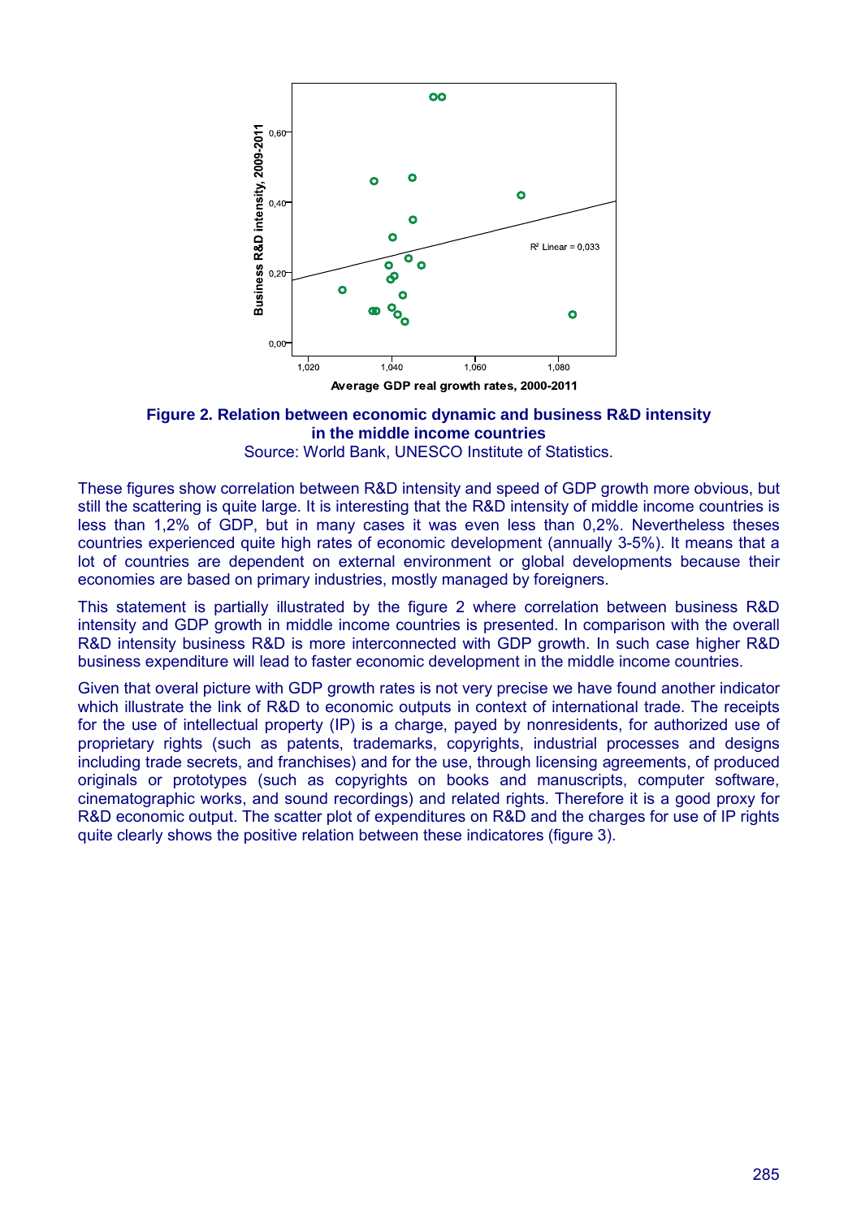**Figure 2. Relation between economic dynamic and business R&D intensity in the middle income countries**

Source: World Bank, UNESCO Institute of Statistics.

These figures show correlation between R&D intensity and speed of GDP growth more obvious, but still the scattering is quite large. It is interesting that the R&D intensity of middle income countries is less than 1,2% of GDP, but in many cases it was even less than 0,2%. Nevertheless theses countries experienced quite high rates of economic development (annually 3-5%). It means that a lot of countries are dependent on external environment or global developments because their economies are based on primary industries, mostly managed by foreigners.

This statement is partially illustrated by the figure 2 where correlation between business R&D intensity and GDP growth in middle income countries is presented. In comparison with the overall R&D intensity business R&D is more interconnected with GDP growth. In such case higher R&D business expenditure will lead to faster economic development in the middle income countries.

Given that overal picture with GDP growth rates is not very precise we have found another indicator which illustrate the link of R&D to economic outputs in context of international trade. The receipts for the use of intellectual property (IP) is a charge, payed by nonresidents, for authorized use of proprietary rights (such as patents, trademarks, copyrights, industrial processes and designs including trade secrets, and franchises) and for the use, through licensing agreements, of produced originals or prototypes (such as copyrights on books and manuscripts, computer software, cinematographic works, and sound recordings) and related rights. Therefore it is a good proxy for R&D economic output. The scatter plot of expenditures on R&D and the charges for use of IP rights quite clearly shows the positive relation between these indicatores (figure 3).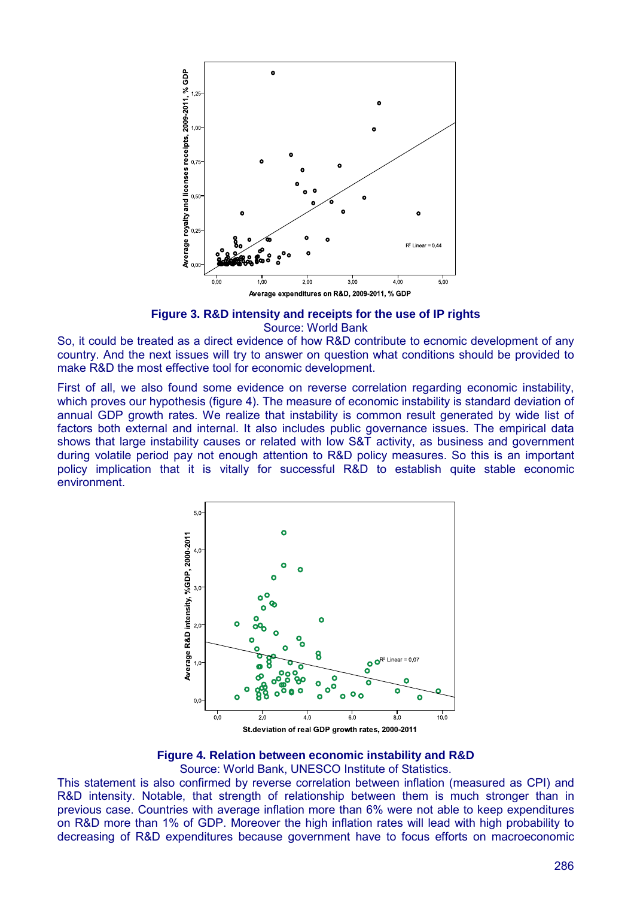**Figure 3. R&D intensity and receipts for the use of IP rights**
Source: World Bank

So, it could be treated as a direct evidence of how R&D contribute to ecnomic development of any country. And the next issues will try to answer on question what conditions should be provided to make R&D the most effective tool for economic development.

First of all, we also found some evidence on reverse correlation regarding economic instability, which proves our hypothesis (figure 4). The measure of economic instability is standard deviation of annual GDP growth rates. We realize that instability is common result generated by wide list of factors both external and internal. It also includes public governance issues. The empirical data shows that large instability causes or related with low S&T activity, as business and government during volatile period pay not enough attention to R&D policy measures. So this is an important policy implication that it is vitally for successful R&D to establish quite stable economic environment.

**Figure 4. Relation between economic instability and R&D**
Source: World Bank, UNESCO Institute of Statistics.

This statement is also confirmed by reverse correlation between inflation (measured as CPI) and R&D intensity. Notable, that strength of relationship between them is much stronger than in previous case. Countries with average inflation more than 6% were not able to keep expenditures on R&D more than 1% of GDP. Moreover the high inflation rates will lead with high probability to decreasing of R&D expenditures because government have to focus efforts on macroeconomic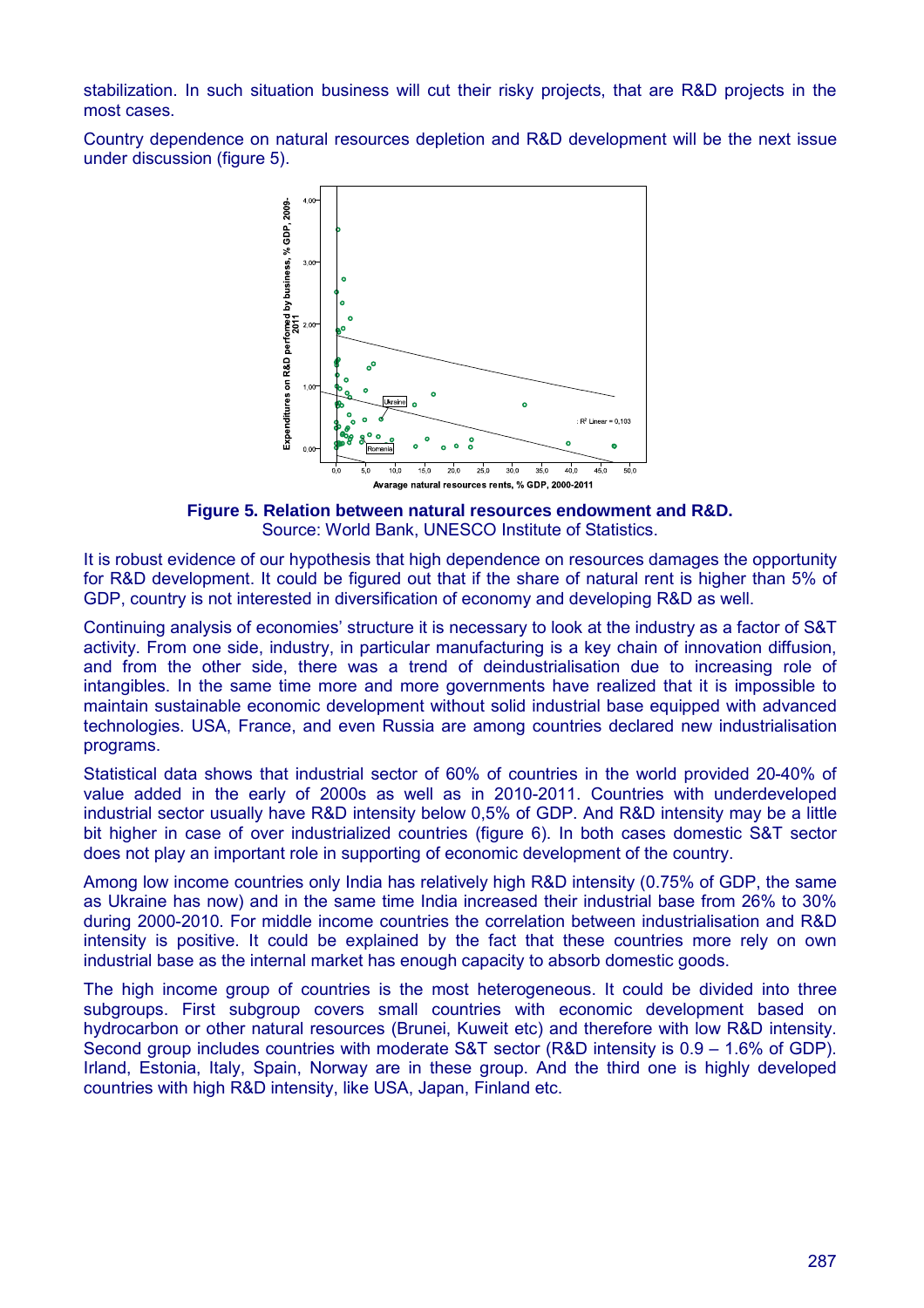stabilization. In such situation business will cut their risky projects, that are R&D projects in the most cases.

Country dependence on natural resources depletion and R&D development will be the next issue under discussion (figure 5).

**Figure 5. Relation between natural resources endowment and R&D.**
Source: World Bank, UNESCO Institute of Statistics.

It is robust evidence of our hypothesis that high dependence on resources damages the opportunity for R&D development. It could be figured out that if the share of natural rent is higher than 5% of GDP, country is not interested in diversification of economy and developing R&D as well.

Continuing analysis of economies' structure it is necessary to look at the industry as a factor of S&T activity. From one side, industry, in particular manufacturing is a key chain of innovation diffusion, and from the other side, there was a trend of deindustrialisation due to increasing role of intangibles. In the same time more and more governments have realized that it is impossible to maintain sustainable economic development without solid industrial base equipped with advanced technologies. USA, France, and even Russia are among countries declared new industrialisation programs.

Statistical data shows that industrial sector of 60% of countries in the world provided 20-40% of value added in the early of 2000s as well as in 2010-2011. Countries with underdeveloped industrial sector usually have R&D intensity below 0,5% of GDP. And R&D intensity may be a little bit higher in case of over industrialized countries (figure 6). In both cases domestic S&T sector does not play an important role in supporting of economic development of the country.

Among low income countries only India has relatively high R&D intensity (0.75% of GDP, the same as Ukraine has now) and in the same time India increased their industrial base from 26% to 30% during 2000-2010. For middle income countries the correlation between industrialisation and R&D intensity is positive. It could be explained by the fact that these countries more rely on own industrial base as the internal market has enough capacity to absorb domestic goods.

The high income group of countries is the most heterogeneous. It could be divided into three subgroups. First subgroup covers small countries with economic development based on hydrocarbon or other natural resources (Brunei, Kuweit etc) and therefore with low R&D intensity. Second group includes countries with moderate S&T sector (R&D intensity is 0.9 – 1.6% of GDP). Irland, Estonia, Italy, Spain, Norway are in these group. And the third one is highly developed countries with high R&D intensity, like USA, Japan, Finland etc.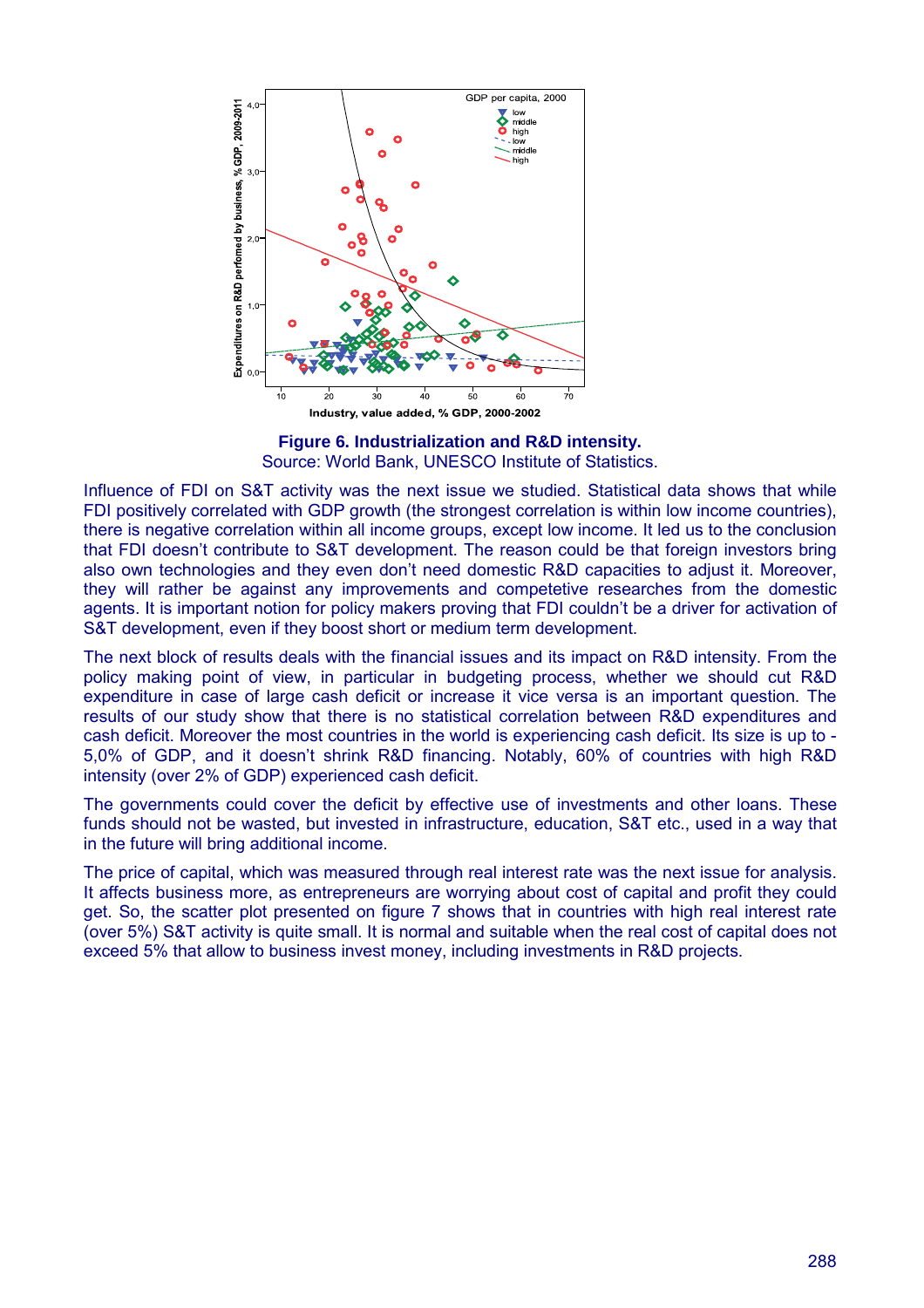**Figure 6. Industrialization and R&D intensity.**
Source: World Bank, UNESCO Institute of Statistics.

Influence of FDI on S&T activity was the next issue we studied. Statistical data shows that while FDI positively correlated with GDP growth (the strongest correlation is within low income countries), there is negative correlation within all income groups, except low income. It led us to the conclusion that FDI doesn't contribute to S&T development. The reason could be that foreign investors bring also own technologies and they even don't need domestic R&D capacities to adjust it. Moreover, they will rather be against any improvements and competetive researches from the domestic agents. It is important notion for policy makers proving that FDI couldn't be a driver for activation of S&T development, even if they boost short or medium term development.

The next block of results deals with the financial issues and its impact on R&D intensity. From the policy making point of view, in particular in budgeting process, whether we should cut R&D expenditure in case of large cash deficit or increase it vice versa is an important question. The results of our study show that there is no statistical correlation between R&D expenditures and cash deficit. Moreover the most countries in the world is experiencing cash deficit. Its size is up to -5,0% of GDP, and it doesn't shrink R&D financing. Notably, 60% of countries with high R&D intensity (over 2% of GDP) experienced cash deficit.

The governments could cover the deficit by effective use of investments and other loans. These funds should not be wasted, but invested in infrastructure, education, S&T etc., used in a way that in the future will bring additional income.

The price of capital, which was measured through real interest rate was the next issue for analysis. It affects business more, as entrepreneurs are worrying about cost of capital and profit they could get. So, the scatter plot presented on figure 7 shows that in countries with high real interest rate (over 5%) S&T activity is quite small. It is normal and suitable when the real cost of capital does not exceed 5% that allow to business invest money, including investments in R&D projects.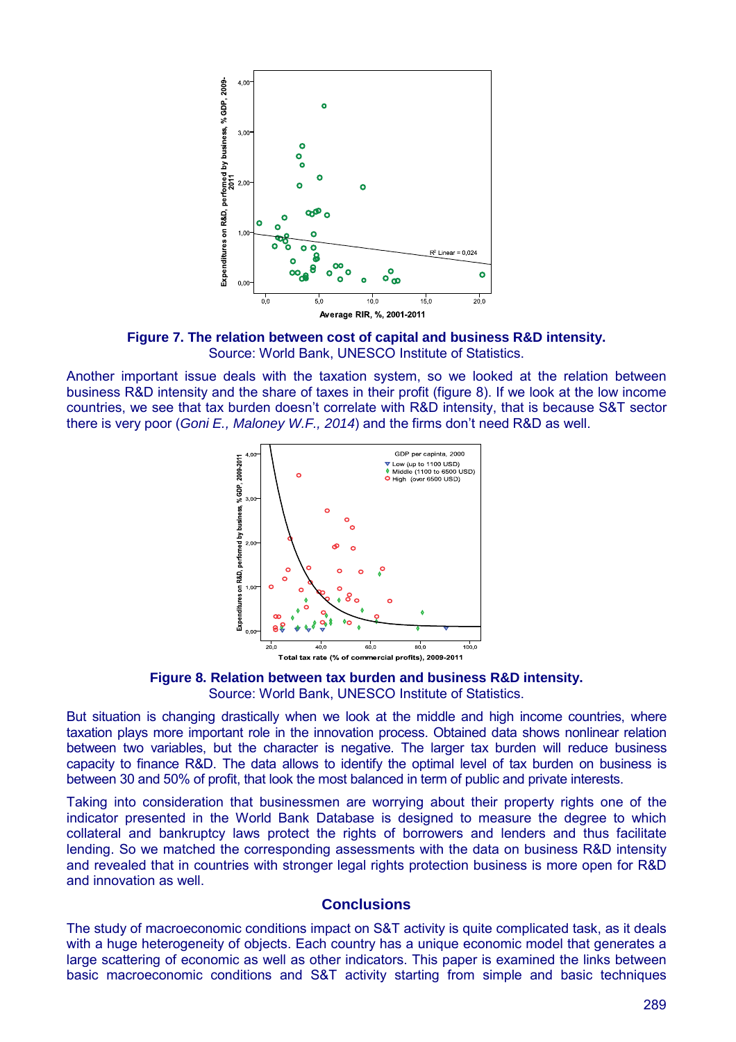**Figure 7. The relation between cost of capital and business R&D intensity.**
Source: World Bank, UNESCO Institute of Statistics.

Another important issue deals with the taxation system, so we looked at the relation between business R&D intensity and the share of taxes in their profit (figure 8). If we look at the low income countries, we see that tax burden doesn't correlate with R&D intensity, that is because S&T sector there is very poor (*Goni E., Maloney W.F., 2014*) and the firms don't need R&D as well.

**Figure 8. Relation between tax burden and business R&D intensity.**
Source: World Bank, UNESCO Institute of Statistics.

But situation is changing drastically when we look at the middle and high income countries, where taxation plays more important role in the innovation process. Obtained data shows nonlinear relation between two variables, but the character is negative. The larger tax burden will reduce business capacity to finance R&D. The data allows to identify the optimal level of tax burden on business is between 30 and 50% of profit, that look the most balanced in term of public and private interests.

Taking into consideration that businessmen are worrying about their property rights one of the indicator presented in the World Bank Database is designed to measure the degree to which collateral and bankruptcy laws protect the rights of borrowers and lenders and thus facilitate lending. So we matched the corresponding assessments with the data on business R&D intensity and revealed that in countries with stronger legal rights protection business is more open for R&D and innovation as well.

## Conclusions

The study of macroeconomic conditions impact on S&T activity is quite complicated task, as it deals with a huge heterogeneity of objects. Each country has a unique economic model that generates a large scattering of economic as well as other indicators. This paper is examined the links between basic macroeconomic conditions and S&T activity starting from simple and basic techniques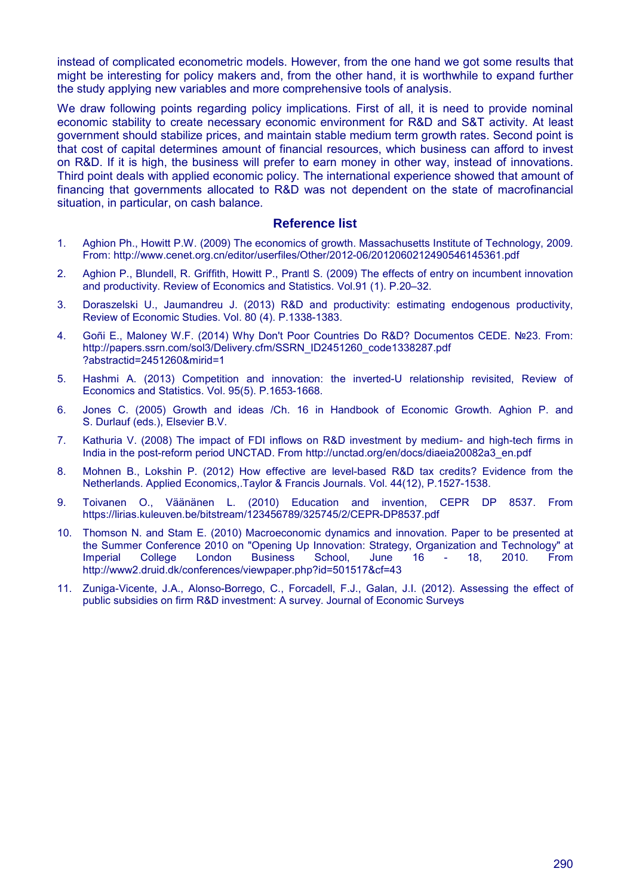instead of complicated econometric models. However, from the one hand we got some results that might be interesting for policy makers and, from the other hand, it is worthwhile to expand further the study applying new variables and more comprehensive tools of analysis.

We draw following points regarding policy implications. First of all, it is need to provide nominal economic stability to create necessary economic environment for R&D and S&T activity. At least government should stabilize prices, and maintain stable medium term growth rates. Second point is that cost of capital determines amount of financial resources, which business can afford to invest on R&D. If it is high, the business will prefer to earn money in other way, instead of innovations. Third point deals with applied economic policy. The international experience showed that amount of financing that governments allocated to R&D was not dependent on the state of macrofinancial situation, in particular, on cash balance.

## Reference list

1. Aghion Ph., Howitt P.W. (2009) The economics of growth. Massachusetts Institute of Technology, 2009. From: http://www.cenet.org.cn/editor/userfiles/Other/2012-06/20120602124905461453​61.pdf
2. Aghion P., Blundell, R. Griffith, Howitt P., Prantl S. (2009) The effects of entry on incumbent innovation and productivity. Review of Economics and Statistics. Vol.91 (1). P.20–32.
3. Doraszelski U., Jaumandreu J. (2013) R&D and productivity: estimating endogenous productivity, Review of Economic Studies. Vol. 80 (4). P.1338-1383.
4. Goñi E., Maloney W.F. (2014) Why Don't Poor Countries Do R&D? Documentos CEDE. №23. From: http://papers.ssrn.com/sol3/Delivery.cfm/SSRN_ID2451260_code1338287.pdf?abstractid=2451260&mirid=1
5. Hashmi A. (2013) Competition and innovation: the inverted-U relationship revisited, Review of Economics and Statistics. Vol. 95(5). P.1653-1668.
6. Jones C. (2005) Growth and ideas /Ch. 16 in Handbook of Economic Growth. Aghion P. and S. Durlauf (eds.), Elsevier B.V.
7. Kathuria V. (2008) The impact of FDI inflows on R&D investment by medium- and high-tech firms in India in the post-reform period UNCTAD. From http://unctad.org/en/docs/diaeia20082a3_en.pdf
8. Mohnen B., Lokshin P. (2012) How effective are level-based R&D tax credits? Evidence from the Netherlands. Applied Economics,.Taylor & Francis Journals. Vol. 44(12), P.1527-1538.
9. Toivanen O., Väänänen L. (2010) Education and invention, CEPR DP 8537. From https://lirias.kuleuven.be/bitstream/123456789/325745/2/CEPR-DP8537.pdf
10. Thomson N. and Stam E. (2010) Macroeconomic dynamics and innovation. Paper to be presented at the Summer Conference 2010 on "Opening Up Innovation: Strategy, Organization and Technology" at Imperial College London Business School, June 16 - 18, 2010. From http://www2.druid.dk/conferences/viewpaper.php?id=501517&cf=43
11. Zuniga-Vicente, J.A., Alonso-Borrego, C., Forcadell, F.J., Galan, J.I. (2012). Assessing the effect of public subsidies on firm R&D investment: A survey. Journal of Economic Surveys